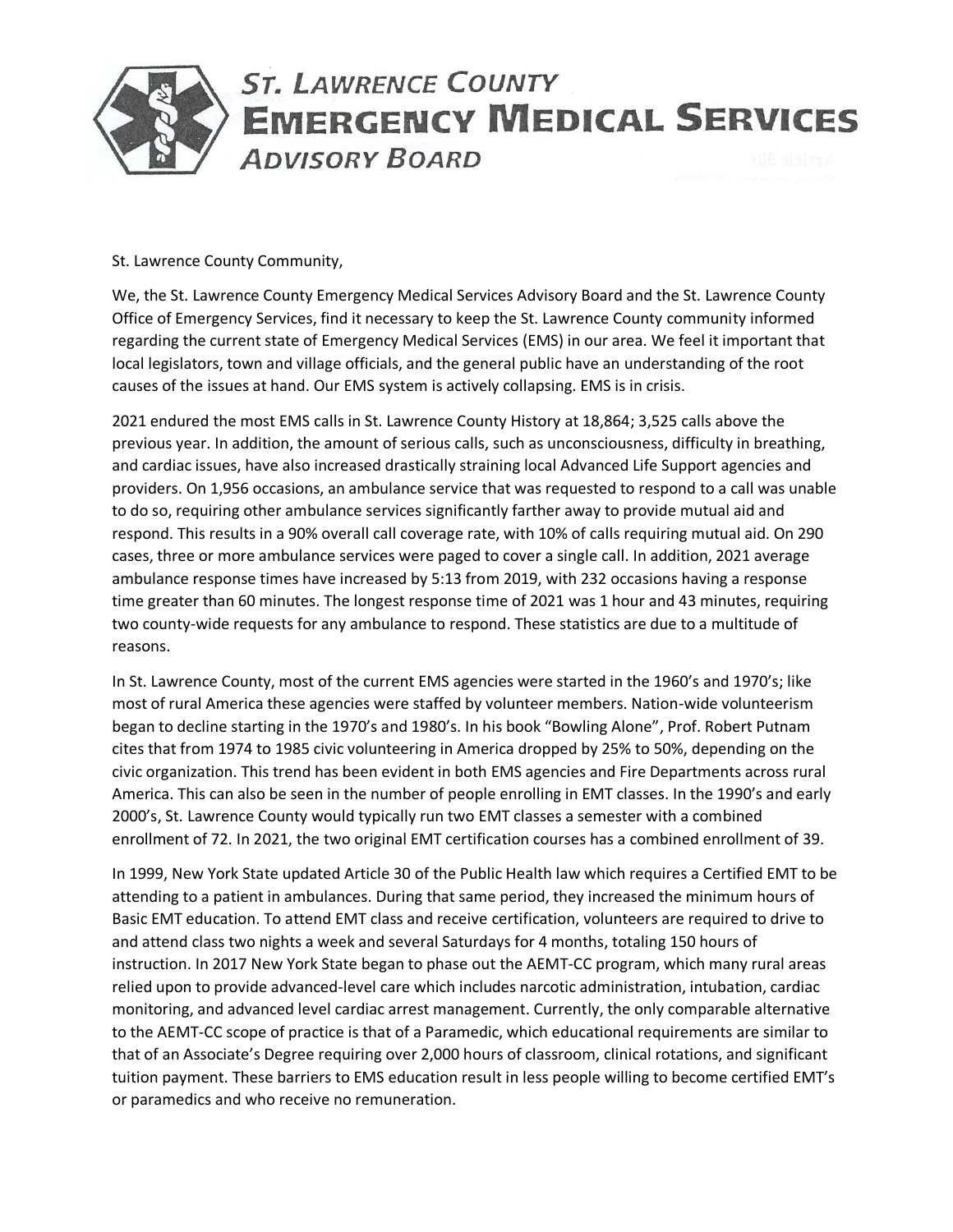# St. Lawrence County Emergency Medical Services Advisory Board

St. Lawrence County Community,

We, the St. Lawrence County Emergency Medical Services Advisory Board and the St. Lawrence County Office of Emergency Services, find it necessary to keep the St. Lawrence County community informed regarding the current state of Emergency Medical Services (EMS) in our area. We feel it important that local legislators, town and village officials, and the general public have an understanding of the root causes of the issues at hand. Our EMS system is actively collapsing. EMS is in crisis.

2021 endured the most EMS calls in St. Lawrence County History at 18,864; 3,525 calls above the previous year. In addition, the amount of serious calls, such as unconsciousness, difficulty in breathing, and cardiac issues, have also increased drastically straining local Advanced Life Support agencies and providers. On 1,956 occasions, an ambulance service that was requested to respond to a call was unable to do so, requiring other ambulance services significantly farther away to provide mutual aid and respond. This results in a 90% overall call coverage rate, with 10% of calls requiring mutual aid. On 290 cases, three or more ambulance services were paged to cover a single call. In addition, 2021 average ambulance response times have increased by 5:13 from 2019, with 232 occasions having a response time greater than 60 minutes. The longest response time of 2021 was 1 hour and 43 minutes, requiring two county-wide requests for any ambulance to respond. These statistics are due to a multitude of reasons.

In St. Lawrence County, most of the current EMS agencies were started in the 1960's and 1970's; like most of rural America these agencies were staffed by volunteer members. Nation-wide volunteerism began to decline starting in the 1970's and 1980's. In his book "Bowling Alone", Prof. Robert Putnam cites that from 1974 to 1985 civic volunteering in America dropped by 25% to 50%, depending on the civic organization. This trend has been evident in both EMS agencies and Fire Departments across rural America. This can also be seen in the number of people enrolling in EMT classes. In the 1990's and early 2000's, St. Lawrence County would typically run two EMT classes a semester with a combined enrollment of 72. In 2021, the two original EMT certification courses has a combined enrollment of 39.

In 1999, New York State updated Article 30 of the Public Health law which requires a Certified EMT to be attending to a patient in ambulances. During that same period, they increased the minimum hours of Basic EMT education. To attend EMT class and receive certification, volunteers are required to drive to and attend class two nights a week and several Saturdays for 4 months, totaling 150 hours of instruction. In 2017 New York State began to phase out the AEMT-CC program, which many rural areas relied upon to provide advanced-level care which includes narcotic administration, intubation, cardiac monitoring, and advanced level cardiac arrest management. Currently, the only comparable alternative to the AEMT-CC scope of practice is that of a Paramedic, which educational requirements are similar to that of an Associate's Degree requiring over 2,000 hours of classroom, clinical rotations, and significant tuition payment. These barriers to EMS education result in less people willing to become certified EMT's or paramedics and who receive no remuneration.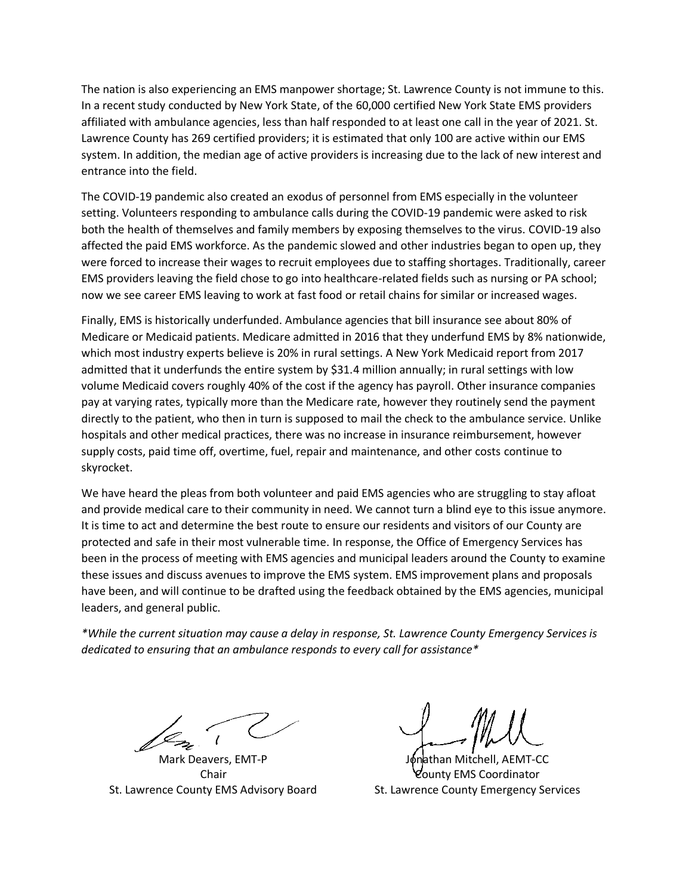The nation is also experiencing an EMS manpower shortage; St. Lawrence County is not immune to this. In a recent study conducted by New York State, of the 60,000 certified New York State EMS providers affiliated with ambulance agencies, less than half responded to at least one call in the year of 2021. St. Lawrence County has 269 certified providers; it is estimated that only 100 are active within our EMS system. In addition, the median age of active providers is increasing due to the lack of new interest and entrance into the field.

The COVID-19 pandemic also created an exodus of personnel from EMS especially in the volunteer setting. Volunteers responding to ambulance calls during the COVID-19 pandemic were asked to risk both the health of themselves and family members by exposing themselves to the virus. COVID-19 also affected the paid EMS workforce. As the pandemic slowed and other industries began to open up, they were forced to increase their wages to recruit employees due to staffing shortages. Traditionally, career EMS providers leaving the field chose to go into healthcare-related fields such as nursing or PA school; now we see career EMS leaving to work at fast food or retail chains for similar or increased wages.

Finally, EMS is historically underfunded. Ambulance agencies that bill insurance see about 80% of Medicare or Medicaid patients. Medicare admitted in 2016 that they underfund EMS by 8% nationwide, which most industry experts believe is 20% in rural settings. A New York Medicaid report from 2017 admitted that it underfunds the entire system by $31.4 million annually; in rural settings with low volume Medicaid covers roughly 40% of the cost if the agency has payroll. Other insurance companies pay at varying rates, typically more than the Medicare rate, however they routinely send the payment directly to the patient, who then in turn is supposed to mail the check to the ambulance service. Unlike hospitals and other medical practices, there was no increase in insurance reimbursement, however supply costs, paid time off, overtime, fuel, repair and maintenance, and other costs continue to skyrocket.

We have heard the pleas from both volunteer and paid EMS agencies who are struggling to stay afloat and provide medical care to their community in need. We cannot turn a blind eye to this issue anymore. It is time to act and determine the best route to ensure our residents and visitors of our County are protected and safe in their most vulnerable time. In response, the Office of Emergency Services has been in the process of meeting with EMS agencies and municipal leaders around the County to examine these issues and discuss avenues to improve the EMS system. EMS improvement plans and proposals have been, and will continue to be drafted using the feedback obtained by the EMS agencies, municipal leaders, and general public.

*\*While the current situation may cause a delay in response, St. Lawrence County Emergency Services is dedicated to ensuring that an ambulance responds to every call for assistance\**

Mark Deavers, EMT-P
Chair
St. Lawrence County EMS Advisory Board

Jonathan Mitchell, AEMT-CC
County EMS Coordinator
St. Lawrence County Emergency Services